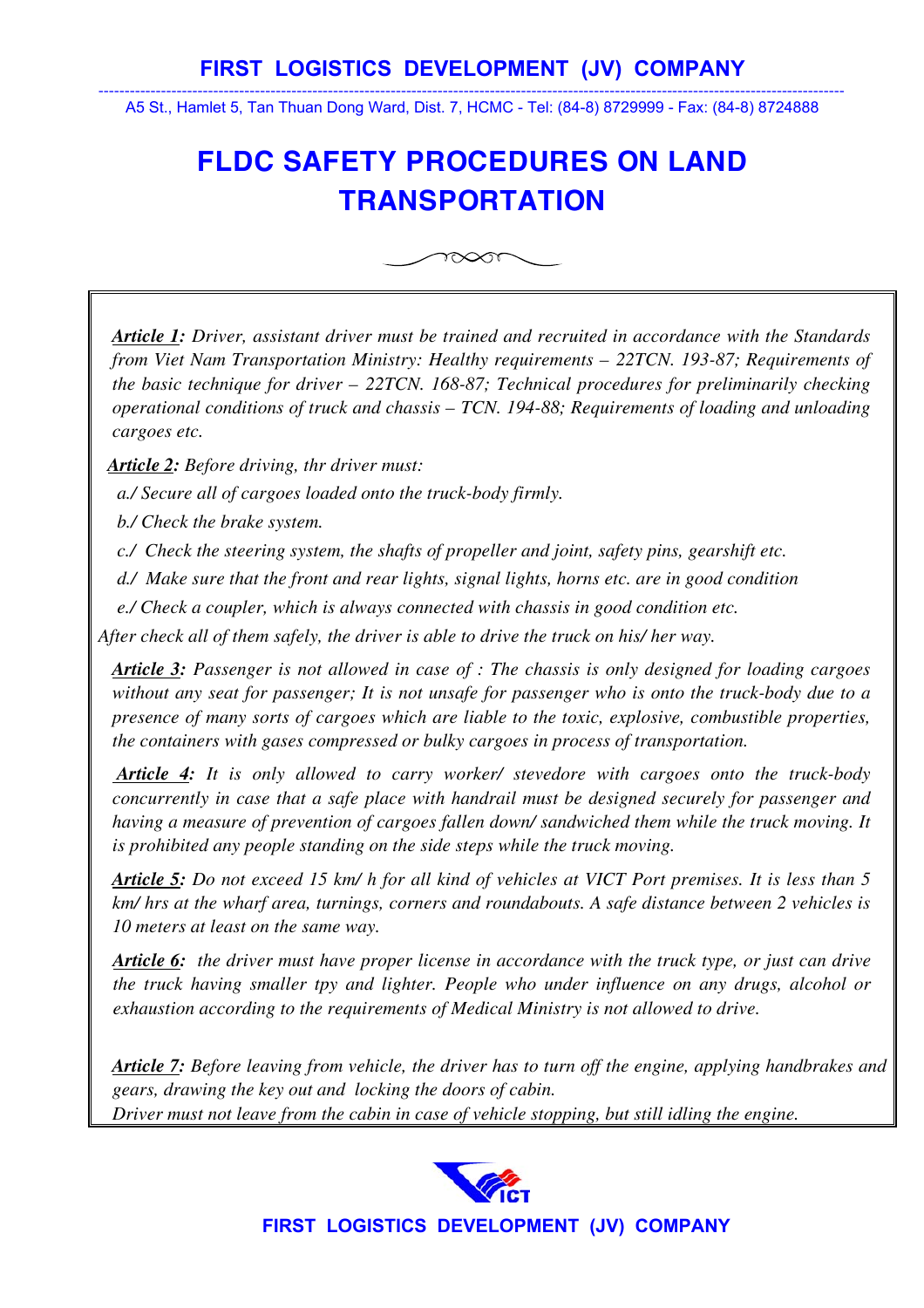# FIRST LOGISTICS DEVELOPMENT (JV) COMPANY

A5 St., Hamlet 5, Tan Thuan Dong Ward, Dist. 7, HCMC - Tel: (84-8) 8729999 - Fax: (84-8) 8724888

# FLDC SAFETY PROCEDURES ON LAND TRANSPORTATION

***Article 1:*** *Driver, assistant driver must be trained and recruited in accordance with the Standards from Viet Nam Transportation Ministry: Healthy requirements – 22TCN. 193-87; Requirements of the basic technique for driver – 22TCN. 168-87; Technical procedures for preliminarily checking operational conditions of truck and chassis – TCN. 194-88; Requirements of loading and unloading cargoes etc.*

***Article 2:*** *Before driving, thr driver must:*

*a./ Secure all of cargoes loaded onto the truck-body firmly.*

*b./ Check the brake system.*

*c./ Check the steering system, the shafts of propeller and joint, safety pins, gearshift etc.*

*d./ Make sure that the front and rear lights, signal lights, horns etc. are in good condition*

*e./ Check a coupler, which is always connected with chassis in good condition etc.*

*After check all of them safely, the driver is able to drive the truck on his/ her way.*

***Article 3:*** *Passenger is not allowed in case of : The chassis is only designed for loading cargoes without any seat for passenger; It is not unsafe for passenger who is onto the truck-body due to a presence of many sorts of cargoes which are liable to the toxic, explosive, combustible properties, the containers with gases compressed or bulky cargoes in process of transportation.*

***Article 4:*** *It is only allowed to carry worker/ stevedore with cargoes onto the truck-body concurrently in case that a safe place with handrail must be designed securely for passenger and having a measure of prevention of cargoes fallen down/ sandwiched them while the truck moving. It is prohibited any people standing on the side steps while the truck moving.*

***Article 5:*** *Do not exceed 15 km/ h for all kind of vehicles at VICT Port premises. It is less than 5 km/ hrs at the wharf area, turnings, corners and roundabouts. A safe distance between 2 vehicles is 10 meters at least on the same way.*

***Article 6:*** *the driver must have proper license in accordance with the truck type, or just can drive the truck having smaller tpy and lighter. People who under influence on any drugs, alcohol or exhaustion according to the requirements of Medical Ministry is not allowed to drive.*

***Article 7:*** *Before leaving from vehicle, the driver has to turn off the engine, applying handbrakes and gears, drawing the key out and locking the doors of cabin.*
*Driver must not leave from the cabin in case of vehicle stopping, but still idling the engine.*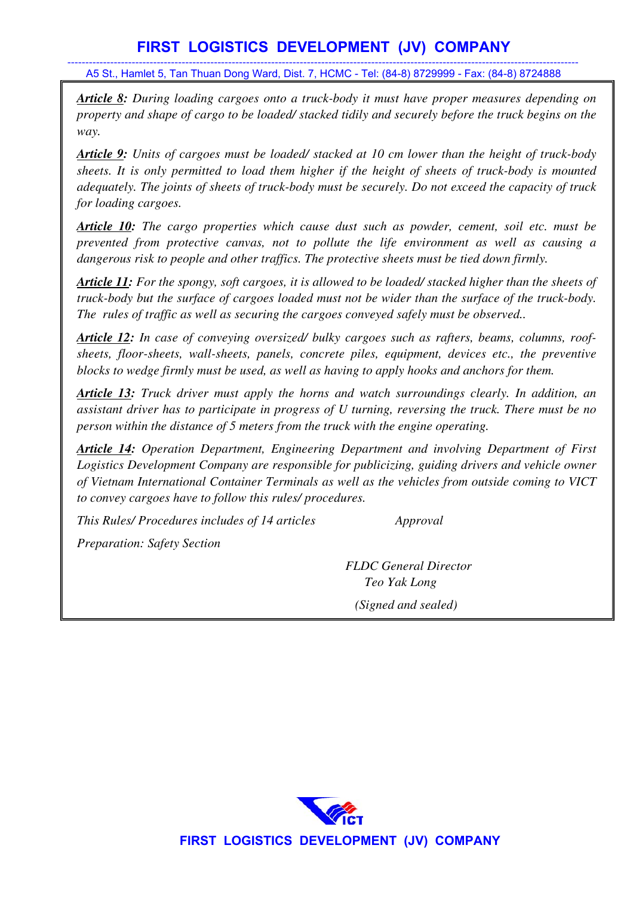***Article 8:*** *During loading cargoes onto a truck-body it must have proper measures depending on property and shape of cargo to be loaded/ stacked tidily and securely before the truck begins on the way.*

***Article 9:*** *Units of cargoes must be loaded/ stacked at 10 cm lower than the height of truck-body sheets. It is only permitted to load them higher if the height of sheets of truck-body is mounted adequately. The joints of sheets of truck-body must be securely. Do not exceed the capacity of truck for loading cargoes.*

***Article 10:*** *The cargo properties which cause dust such as powder, cement, soil etc. must be prevented from protective canvas, not to pollute the life environment as well as causing a dangerous risk to people and other traffics. The protective sheets must be tied down firmly.*

***Article 11:*** *For the spongy, soft cargoes, it is allowed to be loaded/ stacked higher than the sheets of truck-body but the surface of cargoes loaded must not be wider than the surface of the truck-body. The rules of traffic as well as securing the cargoes conveyed safely must be observed..*

***Article 12:*** *In case of conveying oversized/ bulky cargoes such as rafters, beams, columns, roof-sheets, floor-sheets, wall-sheets, panels, concrete piles, equipment, devices etc., the preventive blocks to wedge firmly must be used, as well as having to apply hooks and anchors for them.*

***Article 13:*** *Truck driver must apply the horns and watch surroundings clearly. In addition, an assistant driver has to participate in progress of U turning, reversing the truck. There must be no person within the distance of 5 meters from the truck with the engine operating.*

***Article 14:*** *Operation Department, Engineering Department and involving Department of First Logistics Development Company are responsible for publicizing, guiding drivers and vehicle owner of Vietnam International Container Terminals as well as the vehicles from outside coming to VICT to convey cargoes have to follow this rules/ procedures.*

*This Rules/ Procedures includes of 14 articles*

*Approval*

*Preparation: Safety Section*

*FLDC General Director*
*Teo Yak Long*

*(Signed and sealed)*